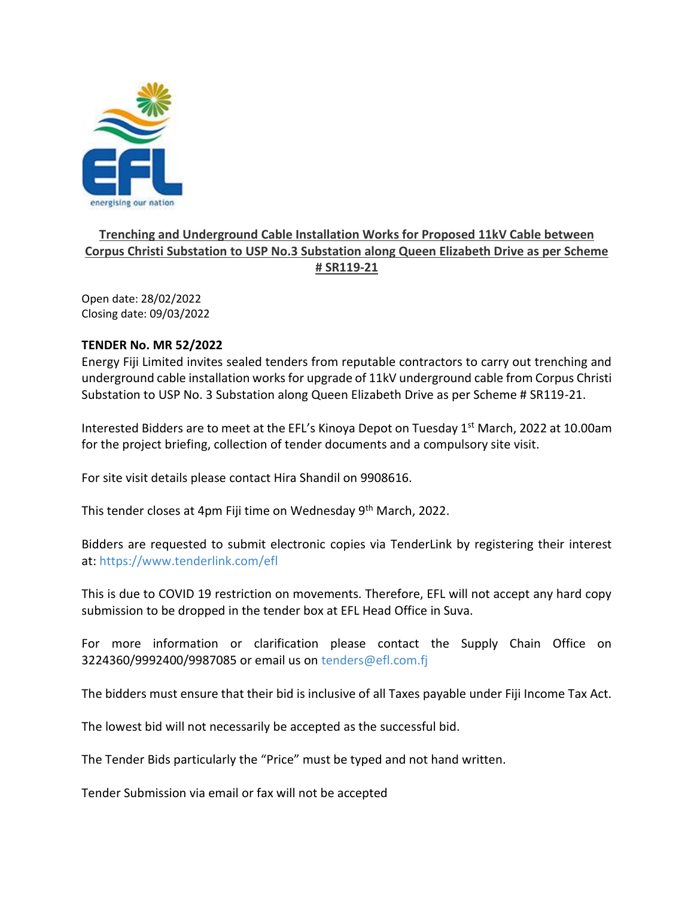energising our nation

**Trenching and Underground Cable Installation Works for Proposed 11kV Cable between Corpus Christi Substation to USP No.3 Substation along Queen Elizabeth Drive as per Scheme # SR119-21**

Open date: 28/02/2022
Closing date: 09/03/2022

**TENDER No. MR 52/2022**

Energy Fiji Limited invites sealed tenders from reputable contractors to carry out trenching and underground cable installation works for upgrade of 11kV underground cable from Corpus Christi Substation to USP No. 3 Substation along Queen Elizabeth Drive as per Scheme # SR119-21.

Interested Bidders are to meet at the EFL's Kinoya Depot on Tuesday 1st March, 2022 at 10.00am for the project briefing, collection of tender documents and a compulsory site visit.

For site visit details please contact Hira Shandil on 9908616.

This tender closes at 4pm Fiji time on Wednesday 9th March, 2022.

Bidders are requested to submit electronic copies via TenderLink by registering their interest at: https://www.tenderlink.com/efl

This is due to COVID 19 restriction on movements. Therefore, EFL will not accept any hard copy submission to be dropped in the tender box at EFL Head Office in Suva.

For more information or clarification please contact the Supply Chain Office on 3224360/9992400/9987085 or email us on tenders@efl.com.fj

The bidders must ensure that their bid is inclusive of all Taxes payable under Fiji Income Tax Act.

The lowest bid will not necessarily be accepted as the successful bid.

The Tender Bids particularly the "Price" must be typed and not hand written.

Tender Submission via email or fax will not be accepted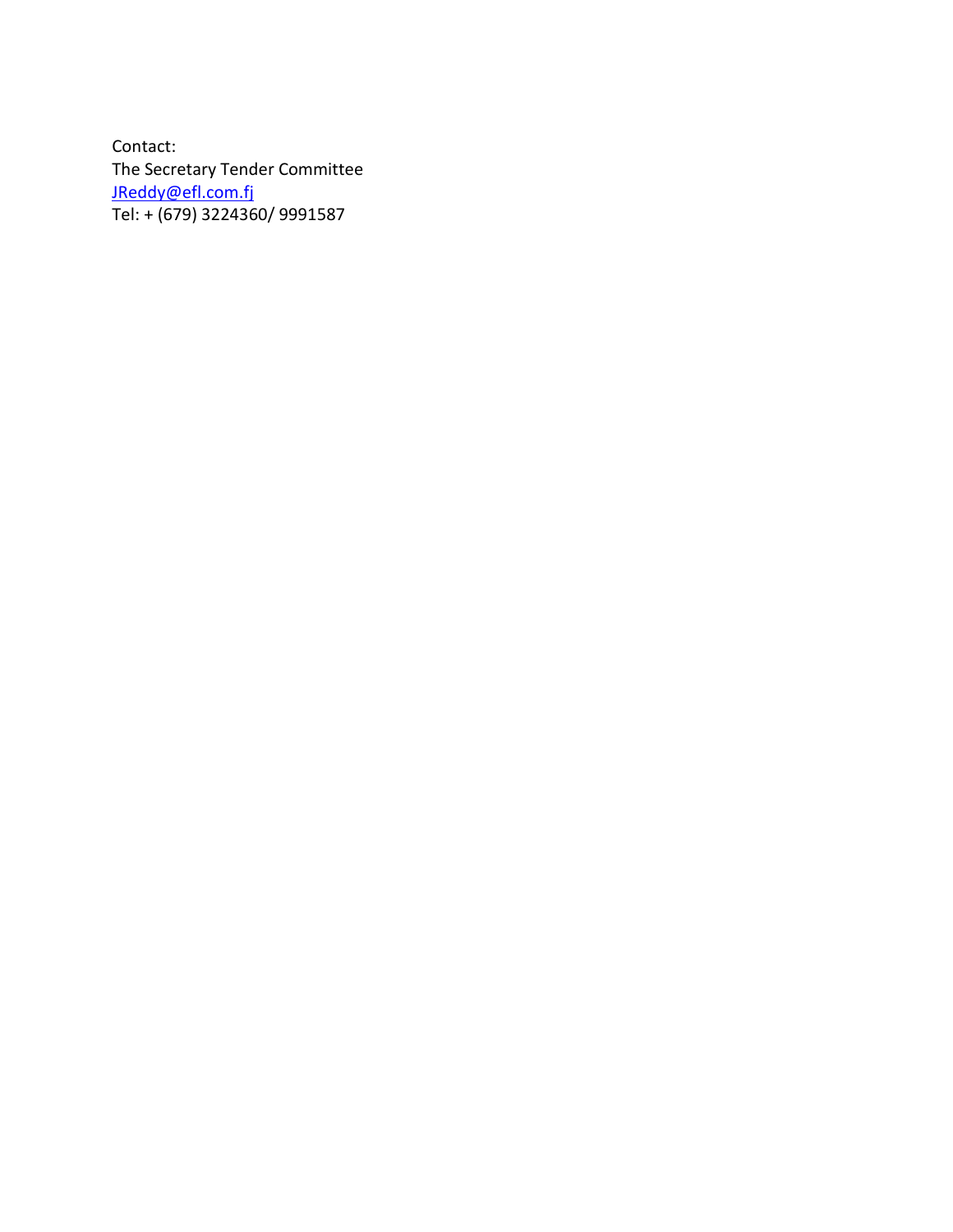Contact:
The Secretary Tender Committee
JReddy@efl.com.fj
Tel: + (679) 3224360/ 9991587